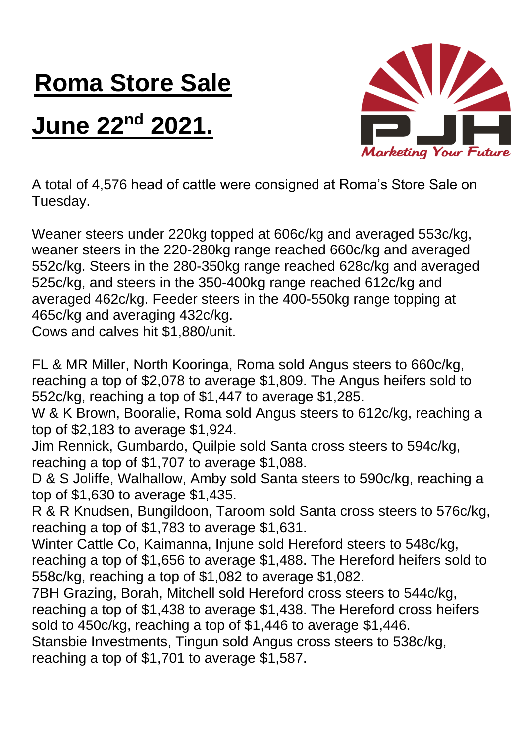# Roma Store Sale

# June 22nd 2021.

A total of 4,576 head of cattle were consigned at Roma's Store Sale on Tuesday.

Weaner steers under 220kg topped at 606c/kg and averaged 553c/kg, weaner steers in the 220-280kg range reached 660c/kg and averaged 552c/kg. Steers in the 280-350kg range reached 628c/kg and averaged 525c/kg, and steers in the 350-400kg range reached 612c/kg and averaged 462c/kg. Feeder steers in the 400-550kg range topping at 465c/kg and averaging 432c/kg.
Cows and calves hit $1,880/unit.

FL & MR Miller, North Kooringa, Roma sold Angus steers to 660c/kg, reaching a top of $2,078 to average $1,809. The Angus heifers sold to 552c/kg, reaching a top of $1,447 to average $1,285.
W & K Brown, Booralie, Roma sold Angus steers to 612c/kg, reaching a top of $2,183 to average $1,924.
Jim Rennick, Gumbardo, Quilpie sold Santa cross steers to 594c/kg, reaching a top of $1,707 to average $1,088.
D & S Joliffe, Walhallow, Amby sold Santa steers to 590c/kg, reaching a top of $1,630 to average $1,435.
R & R Knudsen, Bungildoon, Taroom sold Santa cross steers to 576c/kg, reaching a top of $1,783 to average $1,631.
Winter Cattle Co, Kaimanna, Injune sold Hereford steers to 548c/kg, reaching a top of $1,656 to average $1,488. The Hereford heifers sold to 558c/kg, reaching a top of $1,082 to average $1,082.
7BH Grazing, Borah, Mitchell sold Hereford cross steers to 544c/kg, reaching a top of $1,438 to average $1,438. The Hereford cross heifers sold to 450c/kg, reaching a top of $1,446 to average $1,446.
Stansbie Investments, Tingun sold Angus cross steers to 538c/kg, reaching a top of $1,701 to average $1,587.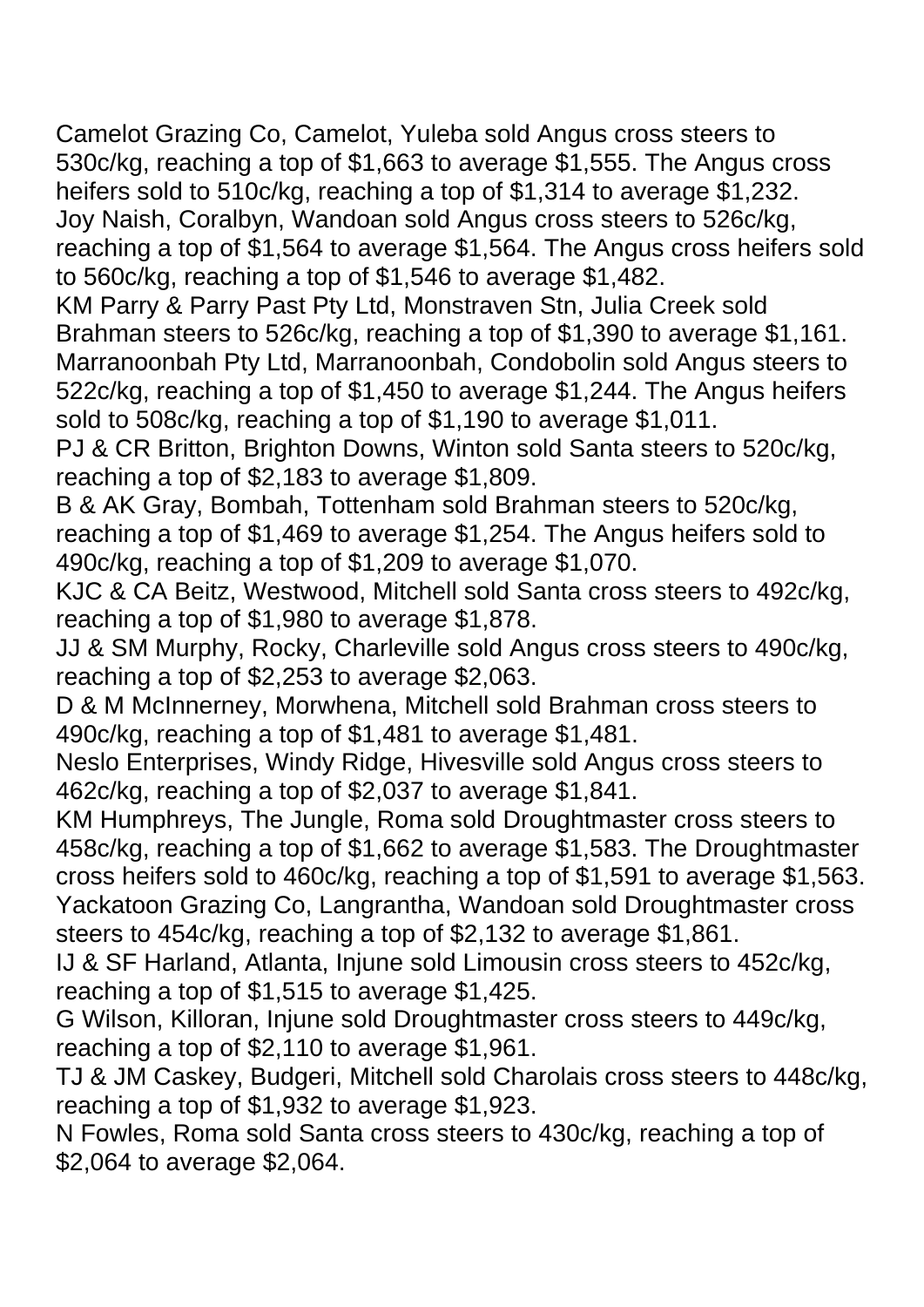Camelot Grazing Co, Camelot, Yuleba sold Angus cross steers to 530c/kg, reaching a top of $1,663 to average $1,555. The Angus cross heifers sold to 510c/kg, reaching a top of $1,314 to average $1,232.
Joy Naish, Coralbyn, Wandoan sold Angus cross steers to 526c/kg, reaching a top of $1,564 to average $1,564. The Angus cross heifers sold to 560c/kg, reaching a top of $1,546 to average $1,482.
KM Parry & Parry Past Pty Ltd, Monstraven Stn, Julia Creek sold Brahman steers to 526c/kg, reaching a top of $1,390 to average $1,161.
Marranoonbah Pty Ltd, Marranoonbah, Condobolin sold Angus steers to 522c/kg, reaching a top of $1,450 to average $1,244. The Angus heifers sold to 508c/kg, reaching a top of $1,190 to average $1,011.
PJ & CR Britton, Brighton Downs, Winton sold Santa steers to 520c/kg, reaching a top of $2,183 to average $1,809.
B & AK Gray, Bombah, Tottenham sold Brahman steers to 520c/kg, reaching a top of $1,469 to average $1,254. The Angus heifers sold to 490c/kg, reaching a top of $1,209 to average $1,070.
KJC & CA Beitz, Westwood, Mitchell sold Santa cross steers to 492c/kg, reaching a top of $1,980 to average $1,878.
JJ & SM Murphy, Rocky, Charleville sold Angus cross steers to 490c/kg, reaching a top of $2,253 to average $2,063.
D & M McInnerney, Morwhena, Mitchell sold Brahman cross steers to 490c/kg, reaching a top of $1,481 to average $1,481.
Neslo Enterprises, Windy Ridge, Hivesville sold Angus cross steers to 462c/kg, reaching a top of $2,037 to average $1,841.
KM Humphreys, The Jungle, Roma sold Droughtmaster cross steers to 458c/kg, reaching a top of $1,662 to average $1,583. The Droughtmaster cross heifers sold to 460c/kg, reaching a top of $1,591 to average $1,563.
Yackatoon Grazing Co, Langrantha, Wandoan sold Droughtmaster cross steers to 454c/kg, reaching a top of $2,132 to average $1,861.
IJ & SF Harland, Atlanta, Injune sold Limousin cross steers to 452c/kg, reaching a top of $1,515 to average $1,425.
G Wilson, Killoran, Injune sold Droughtmaster cross steers to 449c/kg, reaching a top of $2,110 to average $1,961.
TJ & JM Caskey, Budgeri, Mitchell sold Charolais cross steers to 448c/kg, reaching a top of $1,932 to average $1,923.
N Fowles, Roma sold Santa cross steers to 430c/kg, reaching a top of $2,064 to average $2,064.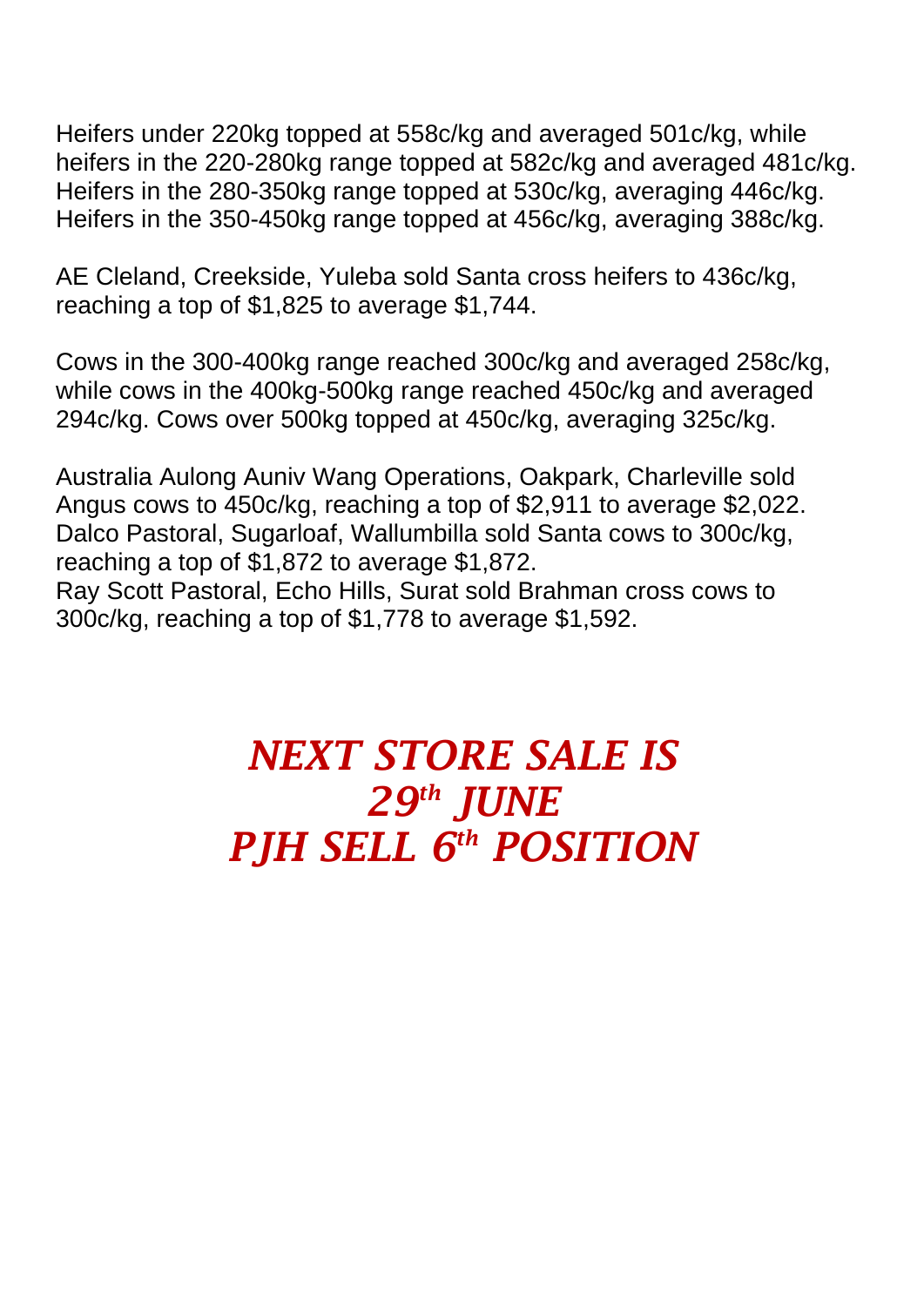Heifers under 220kg topped at 558c/kg and averaged 501c/kg, while heifers in the 220-280kg range topped at 582c/kg and averaged 481c/kg. Heifers in the 280-350kg range topped at 530c/kg, averaging 446c/kg. Heifers in the 350-450kg range topped at 456c/kg, averaging 388c/kg.

AE Cleland, Creekside, Yuleba sold Santa cross heifers to 436c/kg, reaching a top of $1,825 to average $1,744.

Cows in the 300-400kg range reached 300c/kg and averaged 258c/kg, while cows in the 400kg-500kg range reached 450c/kg and averaged 294c/kg. Cows over 500kg topped at 450c/kg, averaging 325c/kg.

Australia Aulong Auniv Wang Operations, Oakpark, Charleville sold Angus cows to 450c/kg, reaching a top of $2,911 to average $2,022.
Dalco Pastoral, Sugarloaf, Wallumbilla sold Santa cows to 300c/kg, reaching a top of $1,872 to average $1,872.
Ray Scott Pastoral, Echo Hills, Surat sold Brahman cross cows to 300c/kg, reaching a top of $1,778 to average $1,592.

***NEXT STORE SALE IS***
***29th JUNE***
***PJH SELL 6th POSITION***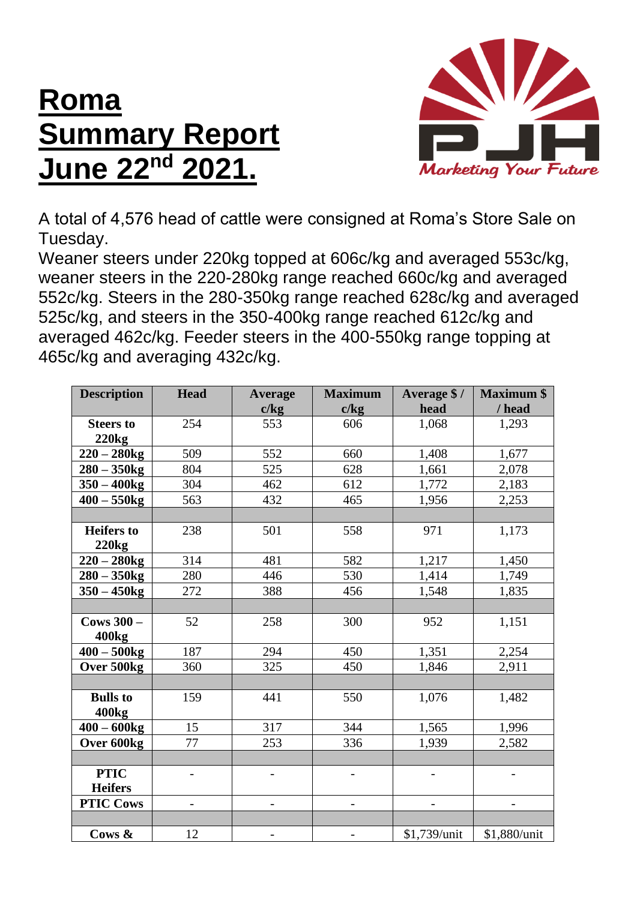# Roma Summary Report June 22nd 2021.

Marketing Your Future

A total of 4,576 head of cattle were consigned at Roma's Store Sale on Tuesday.
Weaner steers under 220kg topped at 606c/kg and averaged 553c/kg, weaner steers in the 220-280kg range reached 660c/kg and averaged 552c/kg. Steers in the 280-350kg range reached 628c/kg and averaged 525c/kg, and steers in the 350-400kg range reached 612c/kg and averaged 462c/kg. Feeder steers in the 400-550kg range topping at 465c/kg and averaging 432c/kg.

| Description | Head | Average c/kg | Maximum c/kg | Average $ / head | Maximum $ / head |
|---|---|---|---|---|---|
| **Steers to 220kg** | 254 | 553 | 606 | 1,068 | 1,293 |
| **220 – 280kg** | 509 | 552 | 660 | 1,408 | 1,677 |
| **280 – 350kg** | 804 | 525 | 628 | 1,661 | 2,078 |
| **350 – 400kg** | 304 | 462 | 612 | 1,772 | 2,183 |
| **400 – 550kg** | 563 | 432 | 465 | 1,956 | 2,253 |
| | | | | | |
| **Heifers to 220kg** | 238 | 501 | 558 | 971 | 1,173 |
| **220 – 280kg** | 314 | 481 | 582 | 1,217 | 1,450 |
| **280 – 350kg** | 280 | 446 | 530 | 1,414 | 1,749 |
| **350 – 450kg** | 272 | 388 | 456 | 1,548 | 1,835 |
| | | | | | |
| **Cows 300 – 400kg** | 52 | 258 | 300 | 952 | 1,151 |
| **400 – 500kg** | 187 | 294 | 450 | 1,351 | 2,254 |
| **Over 500kg** | 360 | 325 | 450 | 1,846 | 2,911 |
| | | | | | |
| **Bulls to 400kg** | 159 | 441 | 550 | 1,076 | 1,482 |
| **400 – 600kg** | 15 | 317 | 344 | 1,565 | 1,996 |
| **Over 600kg** | 77 | 253 | 336 | 1,939 | 2,582 |
| | | | | | |
| **PTIC Heifers** | - | - | - | - | - |
| **PTIC Cows** | - | - | - | - | - |
| | | | | | |
| **Cows &** | 12 | - | - | $1,739/unit | $1,880/unit |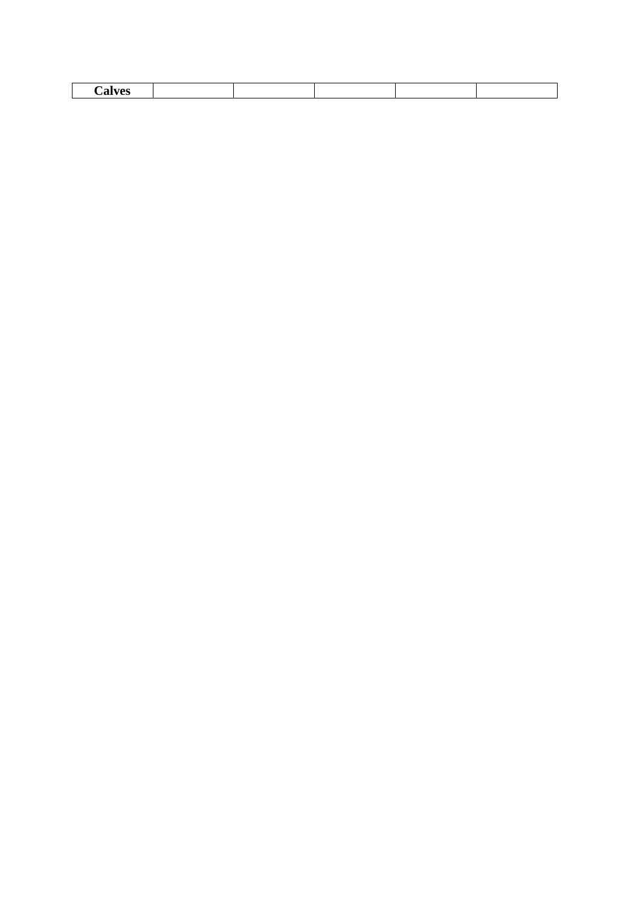| | | | | | |
|---|---|---|---|---|---|
| **Calves** | | | | | |